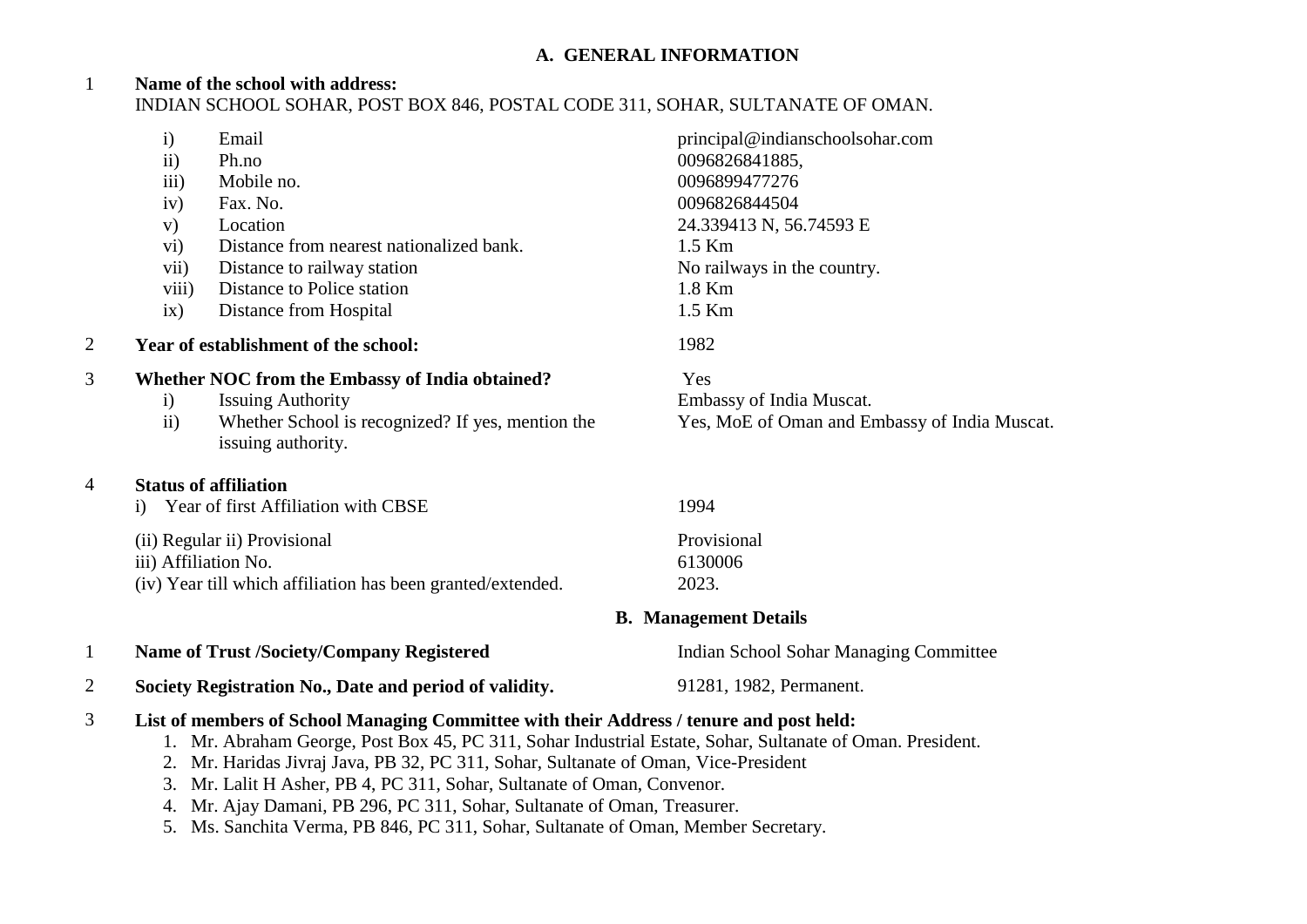## A. GENERAL INFORMATION

| | | |
|---|---|---|
| 1 | **Name of the school with address:** INDIAN SCHOOL SOHAR, POST BOX 846, POSTAL CODE 311, SOHAR, SULTANATE OF OMAN. | |
| | i) Email | principal@indianschoolsohar.com |
| | ii) Ph.no | 0096826841885, |
| | iii) Mobile no. | 0096899477276 |
| | iv) Fax. No. | 0096826844504 |
| | v) Location | 24.339413 N, 56.74593 E |
| | vi) Distance from nearest nationalized bank. | 1.5 Km |
| | vii) Distance to railway station | No railways in the country. |
| | viii) Distance to Police station | 1.8 Km |
| | ix) Distance from Hospital | 1.5 Km |
| 2 | **Year of establishment of the school:** | 1982 |
| 3 | **Whether NOC from the Embassy of India obtained?** | Yes |
| | i) Issuing Authority | Embassy of India Muscat. |
| | ii) Whether School is recognized? If yes, mention the issuing authority. | Yes, MoE of Oman and Embassy of India Muscat. |
| 4 | **Status of affiliation** | |
| | i) Year of first Affiliation with CBSE | 1994 |
| | (ii) Regular ii) Provisional | Provisional |
| | iii) Affiliation No. | 6130006 |
| | (iv) Year till which affiliation has been granted/extended. | 2023. |

## B. Management Details

| | | |
|---|---|---|
| 1 | **Name of Trust /Society/Company Registered** | Indian School Sohar Managing Committee |
| 2 | **Society Registration No., Date and period of validity.** | 91281, 1982, Permanent. |

3 **List of members of School Managing Committee with their Address / tenure and post held:**

1. Mr. Abraham George, Post Box 45, PC 311, Sohar Industrial Estate, Sohar, Sultanate of Oman. President.
2. Mr. Haridas Jivraj Java, PB 32, PC 311, Sohar, Sultanate of Oman, Vice-President
3. Mr. Lalit H Asher, PB 4, PC 311, Sohar, Sultanate of Oman, Convenor.
4. Mr. Ajay Damani, PB 296, PC 311, Sohar, Sultanate of Oman, Treasurer.
5. Ms. Sanchita Verma, PB 846, PC 311, Sohar, Sultanate of Oman, Member Secretary.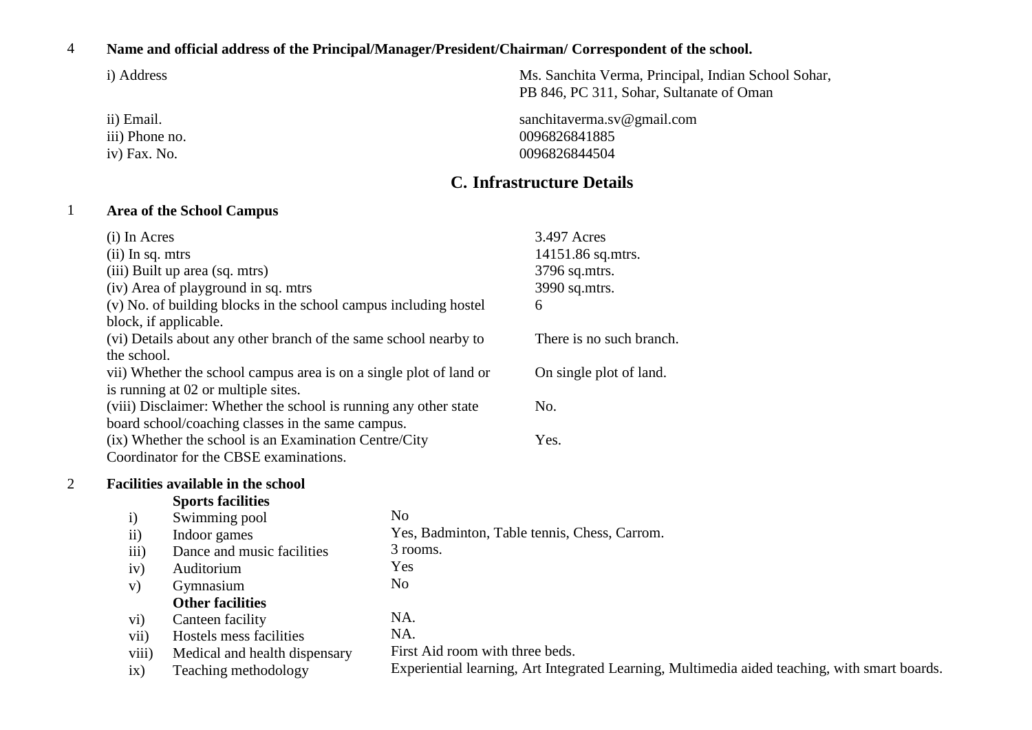4 **Name and official address of the Principal/Manager/President/Chairman/ Correspondent of the school.**

| | |
|---|---|
| i) Address | Ms. Sanchita Verma, Principal, Indian School Sohar, PB 846, PC 311, Sohar, Sultanate of Oman |
| ii) Email. | sanchitaverma.sv@gmail.com |
| iii) Phone no. | 0096826841885 |
| iv) Fax. No. | 0096826844504 |

## C. Infrastructure Details

1 **Area of the School Campus**

| | |
|---|---|
| (i) In Acres | 3.497 Acres |
| (ii) In sq. mtrs | 14151.86 sq.mtrs. |
| (iii) Built up area (sq. mtrs) | 3796 sq.mtrs. |
| (iv) Area of playground in sq. mtrs | 3990 sq.mtrs. |
| (v) No. of building blocks in the school campus including hostel block, if applicable. | 6 |
| (vi) Details about any other branch of the same school nearby to the school. | There is no such branch. |
| vii) Whether the school campus area is on a single plot of land or is running at 02 or multiple sites. | On single plot of land. |
| (viii) Disclaimer: Whether the school is running any other state board school/coaching classes in the same campus. | No. |
| (ix) Whether the school is an Examination Centre/City Coordinator for the CBSE examinations. | Yes. |

2 **Facilities available in the school**

| | | |
|---|---|---|
| | **Sports facilities** | |
| i) | Swimming pool | No |
| ii) | Indoor games | Yes, Badminton, Table tennis, Chess, Carrom. |
| iii) | Dance and music facilities | 3 rooms. |
| iv) | Auditorium | Yes |
| v) | Gymnasium | No |
| | **Other facilities** | |
| vi) | Canteen facility | NA. |
| vii) | Hostels mess facilities | NA. |
| viii) | Medical and health dispensary | First Aid room with three beds. |
| ix) | Teaching methodology | Experiential learning, Art Integrated Learning, Multimedia aided teaching, with smart boards. |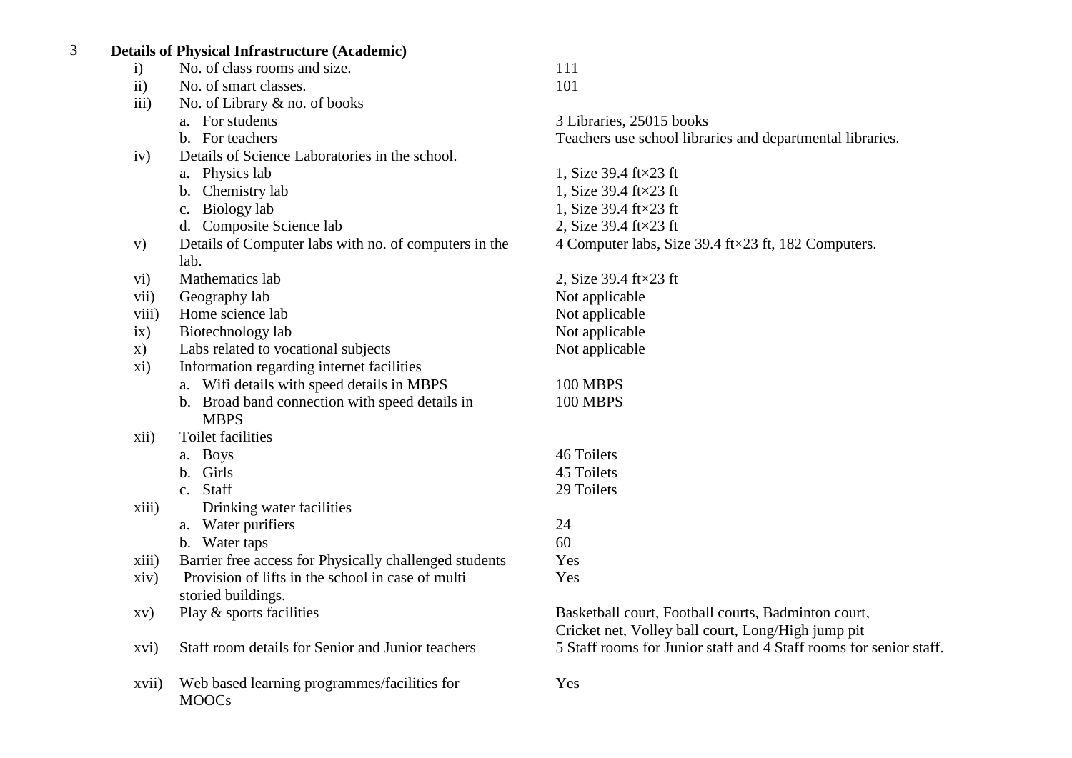## 3 Details of Physical Infrastructure (Academic)

| | | |
|---|---|---|
| i) | No. of class rooms and size. | 111 |
| ii) | No. of smart classes. | 101 |
| iii) | No. of Library & no. of books | |
| | a. For students | 3 Libraries, 25015 books |
| | b. For teachers | Teachers use school libraries and departmental libraries. |
| iv) | Details of Science Laboratories in the school. | |
| | a. Physics lab | 1, Size 39.4 ft×23 ft |
| | b. Chemistry lab | 1, Size 39.4 ft×23 ft |
| | c. Biology lab | 1, Size 39.4 ft×23 ft |
| | d. Composite Science lab | 2, Size 39.4 ft×23 ft |
| v) | Details of Computer labs with no. of computers in the lab. | 4 Computer labs, Size 39.4 ft×23 ft, 182 Computers. |
| vi) | Mathematics lab | 2, Size 39.4 ft×23 ft |
| vii) | Geography lab | Not applicable |
| viii) | Home science lab | Not applicable |
| ix) | Biotechnology lab | Not applicable |
| x) | Labs related to vocational subjects | Not applicable |
| xi) | Information regarding internet facilities | |
| | a. Wifi details with speed details in MBPS | 100 MBPS |
| | b. Broad band connection with speed details in MBPS | 100 MBPS |
| xii) | Toilet facilities | |
| | a. Boys | 46 Toilets |
| | b. Girls | 45 Toilets |
| | c. Staff | 29 Toilets |
| xiii) | Drinking water facilities | |
| | a. Water purifiers | 24 |
| | b. Water taps | 60 |
| xiii) | Barrier free access for Physically challenged students | Yes |
| xiv) | Provision of lifts in the school in case of multi storied buildings. | Yes |
| xv) | Play & sports facilities | Basketball court, Football courts, Badminton court, Cricket net, Volley ball court, Long/High jump pit |
| xvi) | Staff room details for Senior and Junior teachers | 5 Staff rooms for Junior staff and 4 Staff rooms for senior staff. |
| xvii) | Web based learning programmes/facilities for MOOCs | Yes |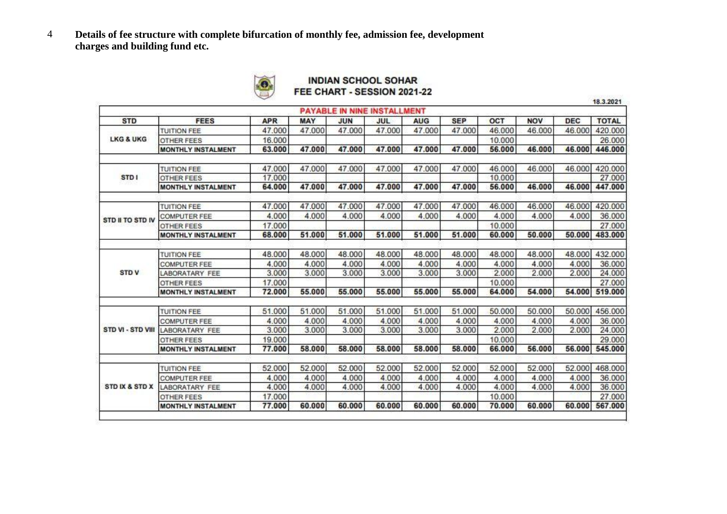4 **Details of fee structure with complete bifurcation of monthly fee, admission fee, development charges and building fund etc.**

## INDIAN SCHOOL SOHAR
## FEE CHART - SESSION 2021-22

18.3.2021

| PAYABLE IN NINE INSTALLMENT | | | | | | | | | | | |
|---|---|---|---|---|---|---|---|---|---|---|---|
| STD | FEES | APR | MAY | JUN | JUL | AUG | SEP | OCT | NOV | DEC | TOTAL |
| LKG & UKG | TUITION FEE | 47.000 | 47.000 | 47.000 | 47.000 | 47.000 | 47.000 | 46.000 | 46.000 | 46.000 | 420.000 |
| | OTHER FEES | 16.000 | | | | | | 10.000 | | | 26.000 |
| | MONTHLY INSTALMENT | 63.000 | 47.000 | 47.000 | 47.000 | 47.000 | 47.000 | 56.000 | 46.000 | 46.000 | 446.000 |
| STD I | TUITION FEE | 47.000 | 47.000 | 47.000 | 47.000 | 47.000 | 47.000 | 46.000 | 46.000 | 46.000 | 420.000 |
| | OTHER FEES | 17.000 | | | | | | 10.000 | | | 27.000 |
| | MONTHLY INSTALMENT | 64.000 | 47.000 | 47.000 | 47.000 | 47.000 | 47.000 | 56.000 | 46.000 | 46.000 | 447.000 |
| STD II TO STD IV | TUITION FEE | 47.000 | 47.000 | 47.000 | 47.000 | 47.000 | 47.000 | 46.000 | 46.000 | 46.000 | 420.000 |
| | COMPUTER FEE | 4.000 | 4.000 | 4.000 | 4.000 | 4.000 | 4.000 | 4.000 | 4.000 | 4.000 | 36.000 |
| | OTHER FEES | 17.000 | | | | | | 10.000 | | | 27.000 |
| | MONTHLY INSTALMENT | 68.000 | 51.000 | 51.000 | 51.000 | 51.000 | 51.000 | 60.000 | 50.000 | 50.000 | 483.000 |
| STD V | TUITION FEE | 48.000 | 48.000 | 48.000 | 48.000 | 48.000 | 48.000 | 48.000 | 48.000 | 48.000 | 432.000 |
| | COMPUTER FEE | 4.000 | 4.000 | 4.000 | 4.000 | 4.000 | 4.000 | 4.000 | 4.000 | 4.000 | 36.000 |
| | LABORATARY FEE | 3.000 | 3.000 | 3.000 | 3.000 | 3.000 | 3.000 | 2.000 | 2.000 | 2.000 | 24.000 |
| | OTHER FEES | 17.000 | | | | | | 10.000 | | | 27.000 |
| | MONTHLY INSTALMENT | 72.000 | 55.000 | 55.000 | 55.000 | 55.000 | 55.000 | 64.000 | 54.000 | 54.000 | 519.000 |
| STD VI - STD VIII | TUITION FEE | 51.000 | 51.000 | 51.000 | 51.000 | 51.000 | 51.000 | 50.000 | 50.000 | 50.000 | 456.000 |
| | COMPUTER FEE | 4.000 | 4.000 | 4.000 | 4.000 | 4.000 | 4.000 | 4.000 | 4.000 | 4.000 | 36.000 |
| | LABORATARY FEE | 3.000 | 3.000 | 3.000 | 3.000 | 3.000 | 3.000 | 2.000 | 2.000 | 2.000 | 24.000 |
| | OTHER FEES | 19.000 | | | | | | 10.000 | | | 29.000 |
| | MONTHLY INSTALMENT | 77.000 | 58.000 | 58.000 | 58.000 | 58.000 | 58.000 | 66.000 | 56.000 | 56.000 | 545.000 |
| STD IX & STD X | TUITION FEE | 52.000 | 52.000 | 52.000 | 52.000 | 52.000 | 52.000 | 52.000 | 52.000 | 52.000 | 468.000 |
| | COMPUTER FEE | 4.000 | 4.000 | 4.000 | 4.000 | 4.000 | 4.000 | 4.000 | 4.000 | 4.000 | 36.000 |
| | LABORATARY FEE | 4.000 | 4.000 | 4.000 | 4.000 | 4.000 | 4.000 | 4.000 | 4.000 | 4.000 | 36.000 |
| | OTHER FEES | 17.000 | | | | | | 10.000 | | | 27.000 |
| | MONTHLY INSTALMENT | 77.000 | 60.000 | 60.000 | 60.000 | 60.000 | 60.000 | 70.000 | 60.000 | 60.000 | 567.000 |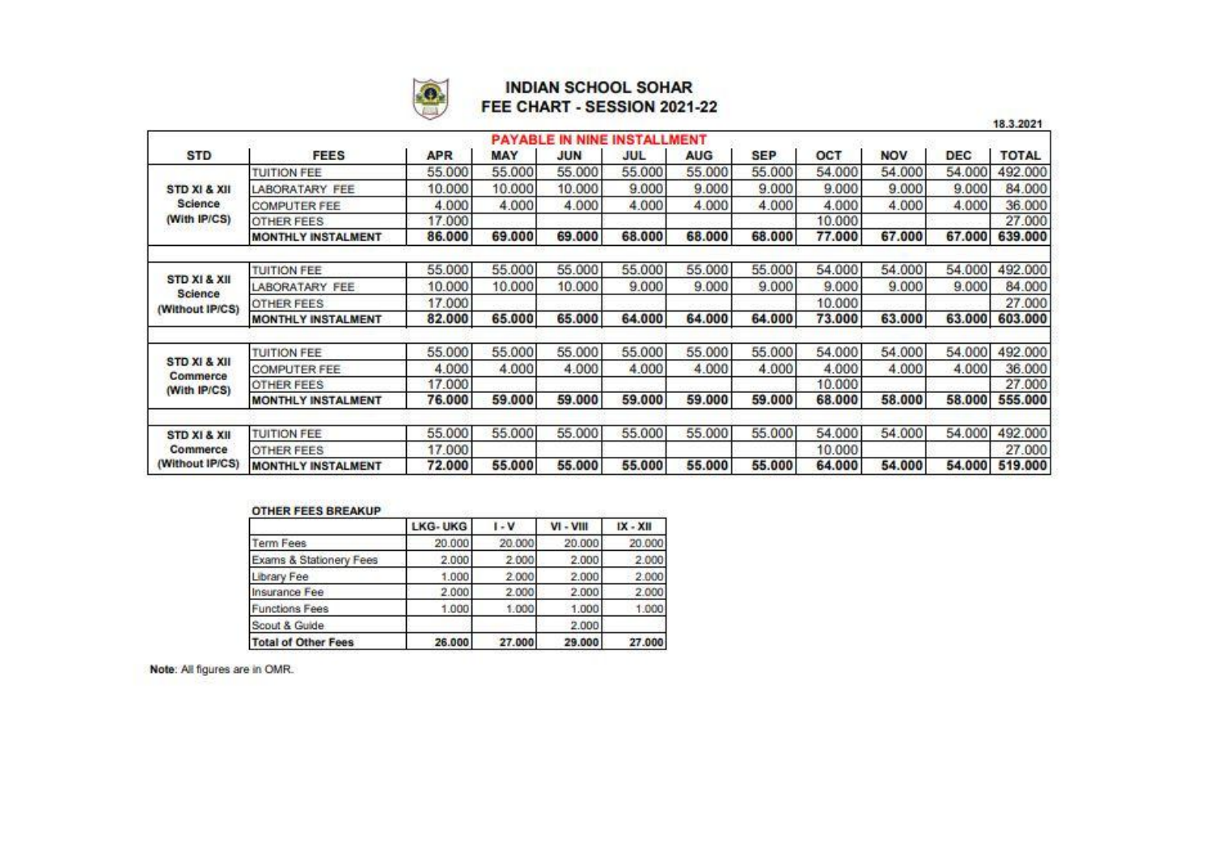# INDIAN SCHOOL SOHAR

## FEE CHART - SESSION 2021-22

18.3.2021

**PAYABLE IN NINE INSTALLMENT**

| STD | FEES | APR | MAY | JUN | JUL | AUG | SEP | OCT | NOV | DEC | TOTAL |
|---|---|---|---|---|---|---|---|---|---|---|---|
| STD XI & XII Science (With IP/CS) | TUITION FEE | 55.000 | 55.000 | 55.000 | 55.000 | 55.000 | 55.000 | 54.000 | 54.000 | 54.000 | 492.000 |
| | LABORATARY FEE | 10.000 | 10.000 | 10.000 | 9.000 | 9.000 | 9.000 | 9.000 | 9.000 | 9.000 | 84.000 |
| | COMPUTER FEE | 4.000 | 4.000 | 4.000 | 4.000 | 4.000 | 4.000 | 4.000 | 4.000 | 4.000 | 36.000 |
| | OTHER FEES | 17.000 | | | | | | 10.000 | | | 27.000 |
| | **MONTHLY INSTALMENT** | **86.000** | **69.000** | **69.000** | **68.000** | **68.000** | **68.000** | **77.000** | **67.000** | **67.000** | **639.000** |
| | | | | | | | | | | | |
| STD XI & XII Science (Without IP/CS) | TUITION FEE | 55.000 | 55.000 | 55.000 | 55.000 | 55.000 | 55.000 | 54.000 | 54.000 | 54.000 | 492.000 |
| | LABORATARY FEE | 10.000 | 10.000 | 10.000 | 9.000 | 9.000 | 9.000 | 9.000 | 9.000 | 9.000 | 84.000 |
| | OTHER FEES | 17.000 | | | | | | 10.000 | | | 27.000 |
| | **MONTHLY INSTALMENT** | **82.000** | **65.000** | **65.000** | **64.000** | **64.000** | **64.000** | **73.000** | **63.000** | **63.000** | **603.000** |
| | | | | | | | | | | | |
| STD XI & XII Commerce (With IP/CS) | TUITION FEE | 55.000 | 55.000 | 55.000 | 55.000 | 55.000 | 55.000 | 54.000 | 54.000 | 54.000 | 492.000 |
| | COMPUTER FEE | 4.000 | 4.000 | 4.000 | 4.000 | 4.000 | 4.000 | 4.000 | 4.000 | 4.000 | 36.000 |
| | OTHER FEES | 17.000 | | | | | | 10.000 | | | 27.000 |
| | **MONTHLY INSTALMENT** | **76.000** | **59.000** | **59.000** | **59.000** | **59.000** | **59.000** | **68.000** | **58.000** | **58.000** | **555.000** |
| | | | | | | | | | | | |
| STD XI & XII Commerce (Without IP/CS) | TUITION FEE | 55.000 | 55.000 | 55.000 | 55.000 | 55.000 | 55.000 | 54.000 | 54.000 | 54.000 | 492.000 |
| | OTHER FEES | 17.000 | | | | | | 10.000 | | | 27.000 |
| | **MONTHLY INSTALMENT** | **72.000** | **55.000** | **55.000** | **55.000** | **55.000** | **55.000** | **64.000** | **54.000** | **54.000** | **519.000** |

**OTHER FEES BREAKUP**

| | LKG- UKG | I - V | VI - VIII | IX - XII |
|---|---|---|---|---|
| Term Fees | 20.000 | 20.000 | 20.000 | 20.000 |
| Exams & Stationery Fees | 2.000 | 2.000 | 2.000 | 2.000 |
| Library Fee | 1.000 | 2.000 | 2.000 | 2.000 |
| Insurance Fee | 2.000 | 2.000 | 2.000 | 2.000 |
| Functions Fees | 1.000 | 1.000 | 1.000 | 1.000 |
| Scout & Guide | | | 2.000 | |
| **Total of Other Fees** | **26.000** | **27.000** | **29.000** | **27.000** |

**Note**: All figures are in OMR.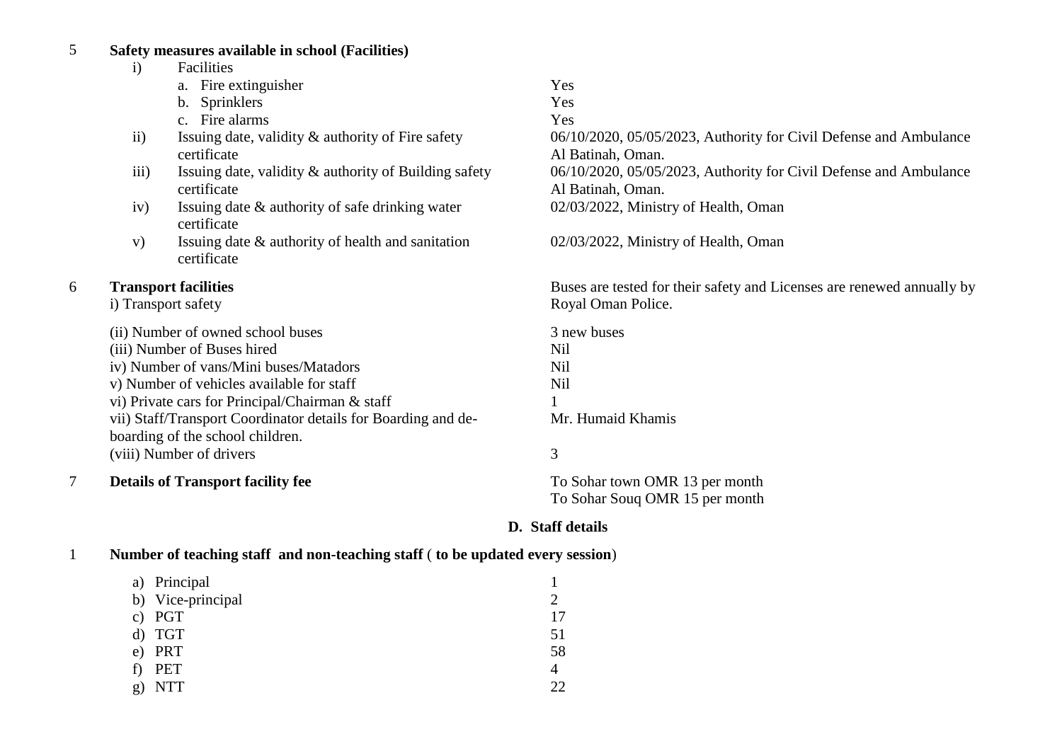| | | |
|---|---|---|
| 5 | **Safety measures available in school (Facilities)** | |
| | i) Facilities | |
| | a. Fire extinguisher | Yes |
| | b. Sprinklers | Yes |
| | c. Fire alarms | Yes |
| | ii) Issuing date, validity & authority of Fire safety certificate | 06/10/2020, 05/05/2023, Authority for Civil Defense and Ambulance Al Batinah, Oman. |
| | iii) Issuing date, validity & authority of Building safety certificate | 06/10/2020, 05/05/2023, Authority for Civil Defense and Ambulance Al Batinah, Oman. |
| | iv) Issuing date & authority of safe drinking water certificate | 02/03/2022, Ministry of Health, Oman |
| | v) Issuing date & authority of health and sanitation certificate | 02/03/2022, Ministry of Health, Oman |
| 6 | **Transport facilities**<br>i) Transport safety | Buses are tested for their safety and Licenses are renewed annually by Royal Oman Police. |
| | (ii) Number of owned school buses | 3 new buses |
| | (iii) Number of Buses hired | Nil |
| | iv) Number of vans/Mini buses/Matadors | Nil |
| | v) Number of vehicles available for staff | Nil |
| | vi) Private cars for Principal/Chairman & staff | 1 |
| | vii) Staff/Transport Coordinator details for Boarding and de-boarding of the school children. | Mr. Humaid Khamis |
| | (viii) Number of drivers | 3 |
| 7 | **Details of Transport facility fee** | To Sohar town OMR 13 per month<br>To Sohar Souq OMR 15 per month |

## D. Staff details

| | | |
|---|---|---|
| 1 | **Number of teaching staff and non-teaching staff** ( **to be updated every session**) | |
| | a) Principal | 1 |
| | b) Vice-principal | 2 |
| | c) PGT | 17 |
| | d) TGT | 51 |
| | e) PRT | 58 |
| | f) PET | 4 |
| | g) NTT | 22 |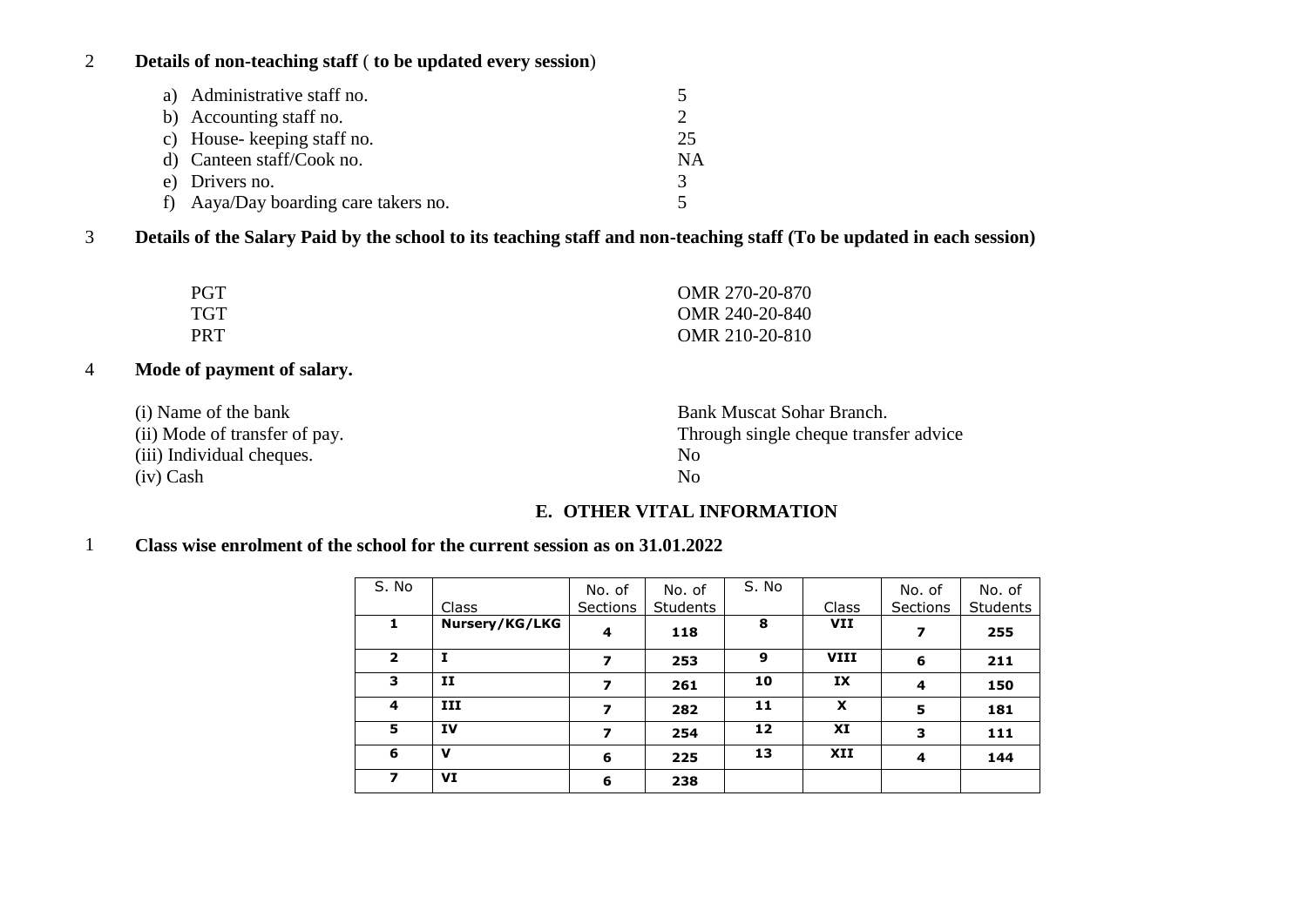**2 Details of non-teaching staff ( to be updated every session)**

a) Administrative staff no. 5
b) Accounting staff no. 2
c) House- keeping staff no. 25
d) Canteen staff/Cook no. NA
e) Drivers no. 3
f) Aaya/Day boarding care takers no. 5

**3 Details of the Salary Paid by the school to its teaching staff and non-teaching staff (To be updated in each session)**

| | |
|---|---|
| PGT | OMR 270-20-870 |
| TGT | OMR 240-20-840 |
| PRT | OMR 210-20-810 |

**4 Mode of payment of salary.**

| | |
|---|---|
| (i) Name of the bank | Bank Muscat Sohar Branch. |
| (ii) Mode of transfer of pay. | Through single cheque transfer advice |
| (iii) Individual cheques. | No |
| (iv) Cash | No |

## E. OTHER VITAL INFORMATION

**1 Class wise enrolment of the school for the current session as on 31.01.2022**

| S. No | Class | No. of Sections | No. of Students | S. No | Class | No. of Sections | No. of Students |
|---|---|---|---|---|---|---|---|
| **1** | **Nursery/KG/LKG** | **4** | **118** | **8** | **VII** | **7** | **255** |
| **2** | **I** | **7** | **253** | **9** | **VIII** | **6** | **211** |
| **3** | **II** | **7** | **261** | **10** | **IX** | **4** | **150** |
| **4** | **III** | **7** | **282** | **11** | **X** | **5** | **181** |
| **5** | **IV** | **7** | **254** | **12** | **XI** | **3** | **111** |
| **6** | **V** | **6** | **225** | **13** | **XII** | **4** | **144** |
| **7** | **VI** | **6** | **238** | | | | |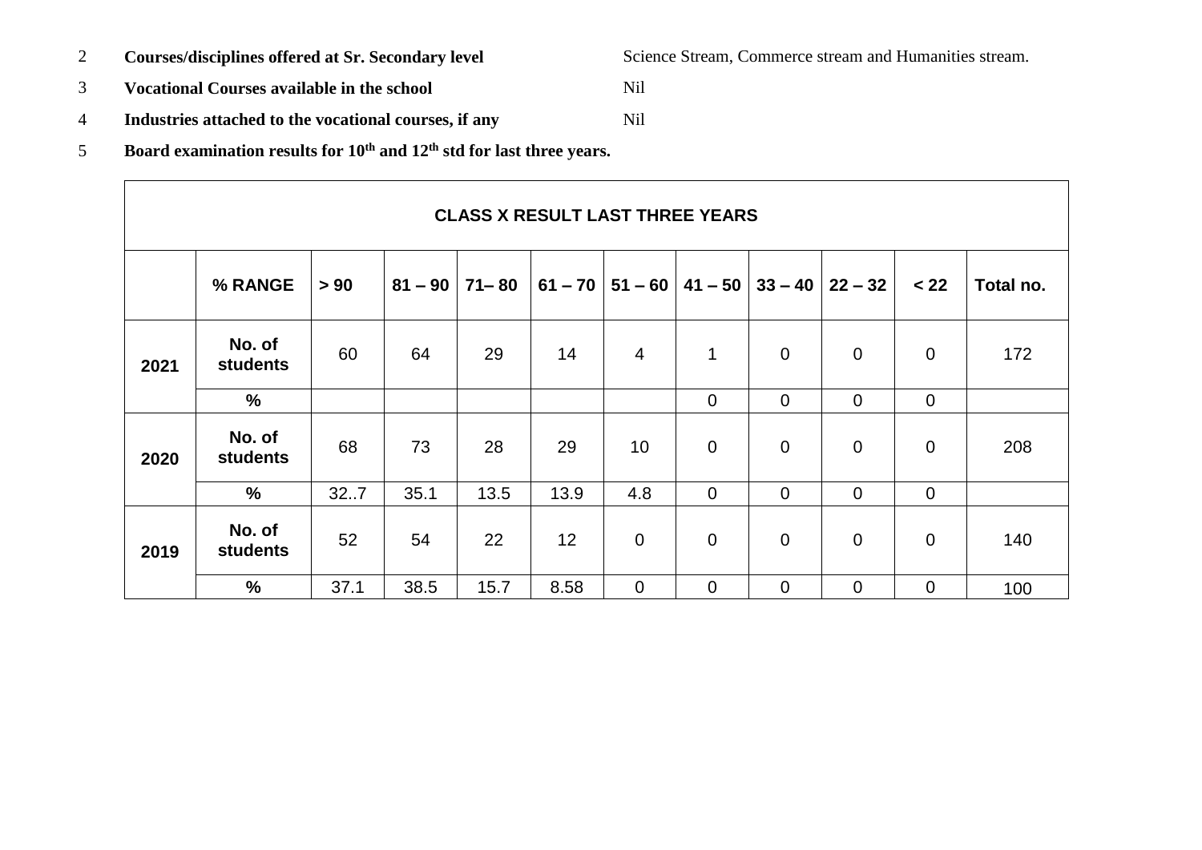2 **Courses/disciplines offered at Sr. Secondary level** Science Stream, Commerce stream and Humanities stream.

3 **Vocational Courses available in the school** Nil

4 **Industries attached to the vocational courses, if any** Nil

5 **Board examination results for 10th and 12th std for last three years.**

| **CLASS X RESULT LAST THREE YEARS** | | | | | | | | | | | |
|---|---|---|---|---|---|---|---|---|---|---|---|
| | **% RANGE** | **> 90** | **81 – 90** | **71– 80** | **61 – 70** | **51 – 60** | **41 – 50** | **33 – 40** | **22 – 32** | **< 22** | **Total no.** |
| **2021** | **No. of students** | 60 | 64 | 29 | 14 | 4 | 1 | 0 | 0 | 0 | 172 |
| | **%** | | | | | | 0 | 0 | 0 | 0 | |
| **2020** | **No. of students** | 68 | 73 | 28 | 29 | 10 | 0 | 0 | 0 | 0 | 208 |
| | **%** | 32..7 | 35.1 | 13.5 | 13.9 | 4.8 | 0 | 0 | 0 | 0 | |
| **2019** | **No. of students** | 52 | 54 | 22 | 12 | 0 | 0 | 0 | 0 | 0 | 140 |
| | **%** | 37.1 | 38.5 | 15.7 | 8.58 | 0 | 0 | 0 | 0 | 0 | 100 |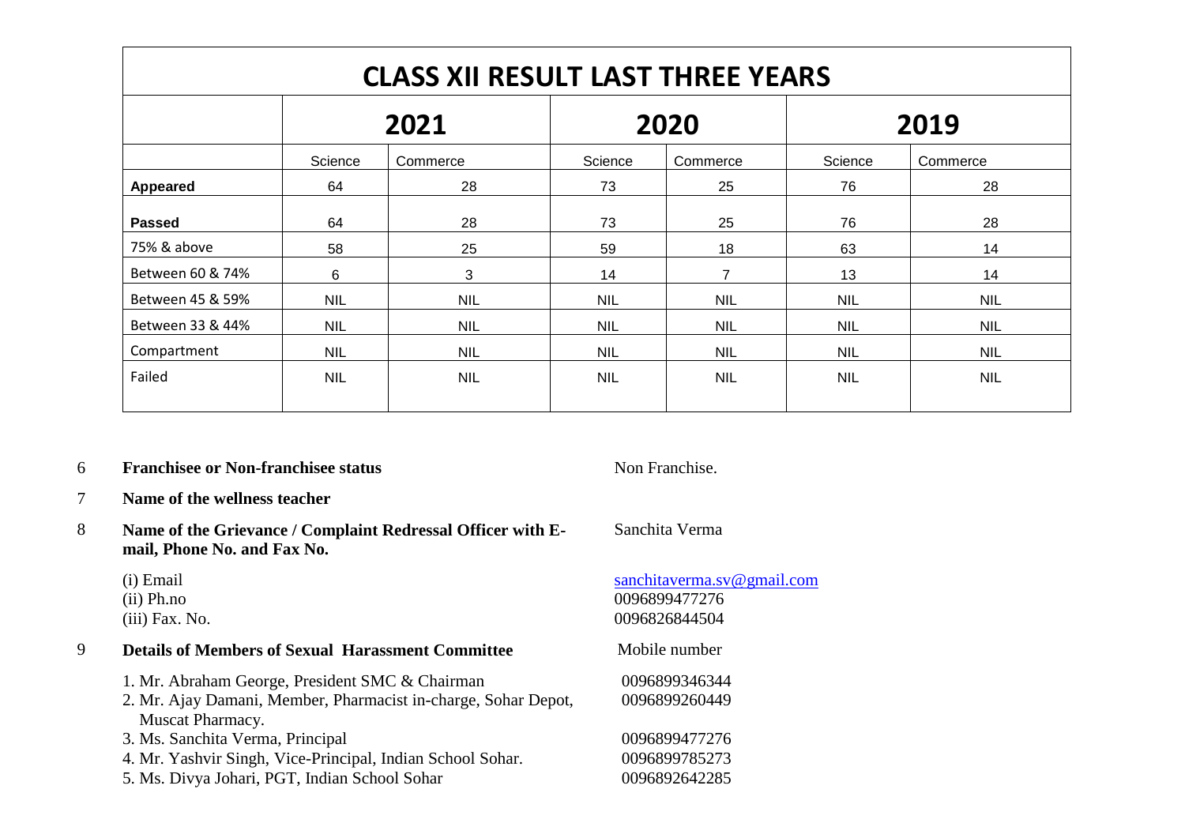| CLASS XII RESULT LAST THREE YEARS | | | | | | |
|---|---|---|---|---|---|---|
| | 2021 | | 2020 | | 2019 | |
| | Science | Commerce | Science | Commerce | Science | Commerce |
| **Appeared** | 64 | 28 | 73 | 25 | 76 | 28 |
| **Passed** | 64 | 28 | 73 | 25 | 76 | 28 |
| 75% & above | 58 | 25 | 59 | 18 | 63 | 14 |
| Between 60 & 74% | 6 | 3 | 14 | 7 | 13 | 14 |
| Between 45 & 59% | NIL | NIL | NIL | NIL | NIL | NIL |
| Between 33 & 44% | NIL | NIL | NIL | NIL | NIL | NIL |
| Compartment | NIL | NIL | NIL | NIL | NIL | NIL |
| Failed | NIL | NIL | NIL | NIL | NIL | NIL |

6 **Franchisee or Non-franchisee status** — Non Franchise.

7 **Name of the wellness teacher**

8 **Name of the Grievance / Complaint Redressal Officer with E-mail, Phone No. and Fax No.** — Sanchita Verma

(i) Email — sanchitaverma.sv@gmail.com
(ii) Ph.no — 0096899477276
(iii) Fax. No. — 0096826844504

9 **Details of Members of Sexual Harassment Committee** — Mobile number

1. Mr. Abraham George, President SMC & Chairman — 0096899346344
2. Mr. Ajay Damani, Member, Pharmacist in-charge, Sohar Depot, Muscat Pharmacy. — 0096899260449
3. Ms. Sanchita Verma, Principal — 0096899477276
4. Mr. Yashvir Singh, Vice-Principal, Indian School Sohar. — 0096899785273
5. Ms. Divya Johari, PGT, Indian School Sohar — 0096892642285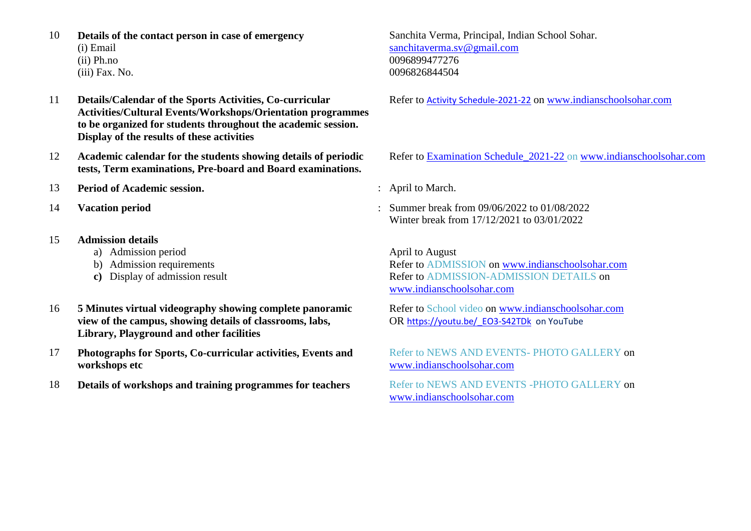| | | |
|---|---|---|
| 10 | **Details of the contact person in case of emergency**<br>(i) Email<br>(ii) Ph.no<br>(iii) Fax. No. | Sanchita Verma, Principal, Indian School Sohar.<br>sanchitaverma.sv@gmail.com<br>0096899477276<br>0096826844504 |
| 11 | **Details/Calendar of the Sports Activities, Co-curricular Activities/Cultural Events/Workshops/Orientation programmes to be organized for students throughout the academic session. Display of the results of these activities** | Refer to Activity Schedule-2021-22 on www.indianschoolsohar.com |
| 12 | **Academic calendar for the students showing details of periodic tests, Term examinations, Pre-board and Board examinations.** | Refer to Examination Schedule_2021-22 on www.indianschoolsohar.com |
| 13 | **Period of Academic session.** | : April to March. |
| 14 | **Vacation period** | : Summer break from 09/06/2022 to 01/08/2022<br>Winter break from 17/12/2021 to 03/01/2022 |
| 15 | **Admission details**<br>a) Admission period<br>b) Admission requirements<br>**c)** Display of admission result | <br>April to August<br>Refer to ADMISSION on www.indianschoolsohar.com<br>Refer to ADMISSION-ADMISSION DETAILS on www.indianschoolsohar.com |
| 16 | **5 Minutes virtual videography showing complete panoramic view of the campus, showing details of classrooms, labs, Library, Playground and other facilities** | Refer to School video on www.indianschoolsohar.com<br>OR https://youtu.be/_EO3-S42TDk on YouTube |
| 17 | **Photographs for Sports, Co-curricular activities, Events and workshops etc** | Refer to NEWS AND EVENTS- PHOTO GALLERY on www.indianschoolsohar.com |
| 18 | **Details of workshops and training programmes for teachers** | Refer to NEWS AND EVENTS -PHOTO GALLERY on www.indianschoolsohar.com |